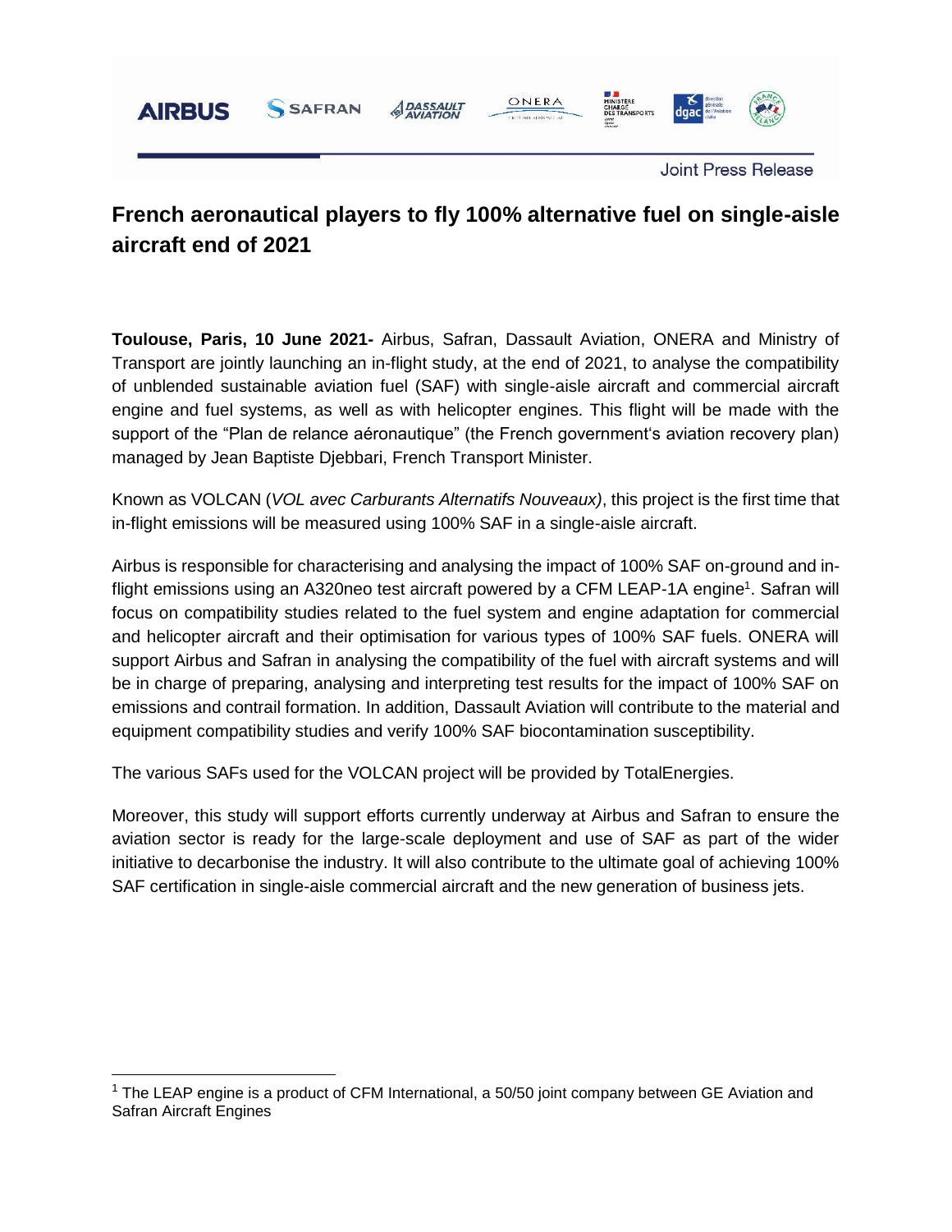AIRBUS SAFRAN DASSAULT AVIATION ONERA MINISTÈRE CHARGÉ DES TRANSPORTS dgac

Joint Press Release

# French aeronautical players to fly 100% alternative fuel on single-aisle aircraft end of 2021

**Toulouse, Paris, 10 June 2021-** Airbus, Safran, Dassault Aviation, ONERA and Ministry of Transport are jointly launching an in-flight study, at the end of 2021, to analyse the compatibility of unblended sustainable aviation fuel (SAF) with single-aisle aircraft and commercial aircraft engine and fuel systems, as well as with helicopter engines. This flight will be made with the support of the "Plan de relance aéronautique" (the French government's aviation recovery plan) managed by Jean Baptiste Djebbari, French Transport Minister.

Known as VOLCAN (*VOL avec Carburants Alternatifs Nouveaux)*, this project is the first time that in-flight emissions will be measured using 100% SAF in a single-aisle aircraft.

Airbus is responsible for characterising and analysing the impact of 100% SAF on-ground and in-flight emissions using an A320neo test aircraft powered by a CFM LEAP-1A engine[1]. Safran will focus on compatibility studies related to the fuel system and engine adaptation for commercial and helicopter aircraft and their optimisation for various types of 100% SAF fuels. ONERA will support Airbus and Safran in analysing the compatibility of the fuel with aircraft systems and will be in charge of preparing, analysing and interpreting test results for the impact of 100% SAF on emissions and contrail formation. In addition, Dassault Aviation will contribute to the material and equipment compatibility studies and verify 100% SAF biocontamination susceptibility.

The various SAFs used for the VOLCAN project will be provided by TotalEnergies.

Moreover, this study will support efforts currently underway at Airbus and Safran to ensure the aviation sector is ready for the large-scale deployment and use of SAF as part of the wider initiative to decarbonise the industry. It will also contribute to the ultimate goal of achieving 100% SAF certification in single-aisle commercial aircraft and the new generation of business jets.

[1] The LEAP engine is a product of CFM International, a 50/50 joint company between GE Aviation and Safran Aircraft Engines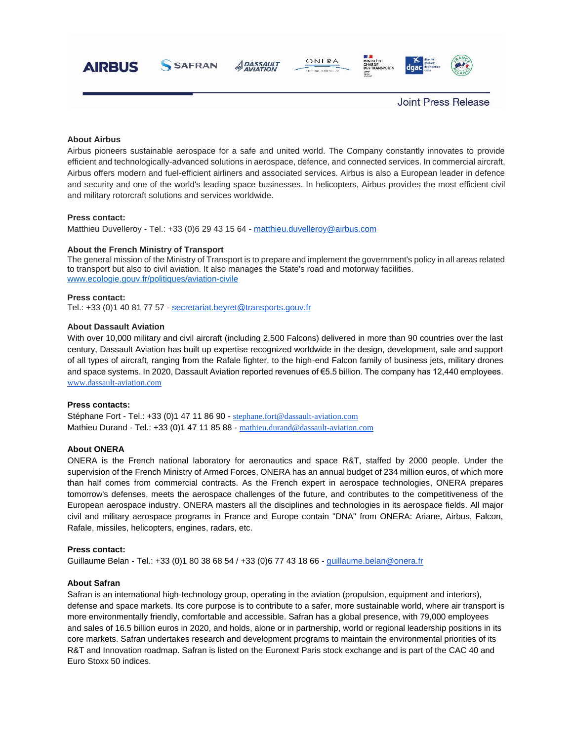**About Airbus**

Airbus pioneers sustainable aerospace for a safe and united world. The Company constantly innovates to provide efficient and technologically-advanced solutions in aerospace, defence, and connected services. In commercial aircraft, Airbus offers modern and fuel-efficient airliners and associated services. Airbus is also a European leader in defence and security and one of the world's leading space businesses. In helicopters, Airbus provides the most efficient civil and military rotorcraft solutions and services worldwide.

**Press contact:**

Matthieu Duvelleroy - Tel.: +33 (0)6 29 43 15 64 - matthieu.duvelleroy@airbus.com

**About the French Ministry of Transport**

The general mission of the Ministry of Transport is to prepare and implement the government's policy in all areas related to transport but also to civil aviation. It also manages the State's road and motorway facilities.
www.ecologie.gouv.fr/politiques/aviation-civile

**Press contact:**

Tel.: +33 (0)1 40 81 77 57 - secretariat.beyret@transports.gouv.fr

**About Dassault Aviation**

With over 10,000 military and civil aircraft (including 2,500 Falcons) delivered in more than 90 countries over the last century, Dassault Aviation has built up expertise recognized worldwide in the design, development, sale and support of all types of aircraft, ranging from the Rafale fighter, to the high-end Falcon family of business jets, military drones and space systems. In 2020, Dassault Aviation reported revenues of €5.5 billion. The company has 12,440 employees.
www.dassault-aviation.com

**Press contacts:**

Stéphane Fort - Tel.: +33 (0)1 47 11 86 90 - stephane.fort@dassault-aviation.com
Mathieu Durand - Tel.: +33 (0)1 47 11 85 88 - mathieu.durand@dassault-aviation.com

**About ONERA**

ONERA is the French national laboratory for aeronautics and space R&T, staffed by 2000 people. Under the supervision of the French Ministry of Armed Forces, ONERA has an annual budget of 234 million euros, of which more than half comes from commercial contracts. As the French expert in aerospace technologies, ONERA prepares tomorrow's defenses, meets the aerospace challenges of the future, and contributes to the competitiveness of the European aerospace industry. ONERA masters all the disciplines and technologies in its aerospace fields. All major civil and military aerospace programs in France and Europe contain "DNA" from ONERA: Ariane, Airbus, Falcon, Rafale, missiles, helicopters, engines, radars, etc.

**Press contact:**

Guillaume Belan - Tel.: +33 (0)1 80 38 68 54 / +33 (0)6 77 43 18 66 - guillaume.belan@onera.fr

**About Safran**

Safran is an international high-technology group, operating in the aviation (propulsion, equipment and interiors), defense and space markets. Its core purpose is to contribute to a safer, more sustainable world, where air transport is more environmentally friendly, comfortable and accessible. Safran has a global presence, with 79,000 employees and sales of 16.5 billion euros in 2020, and holds, alone or in partnership, world or regional leadership positions in its core markets. Safran undertakes research and development programs to maintain the environmental priorities of its R&T and Innovation roadmap. Safran is listed on the Euronext Paris stock exchange and is part of the CAC 40 and Euro Stoxx 50 indices.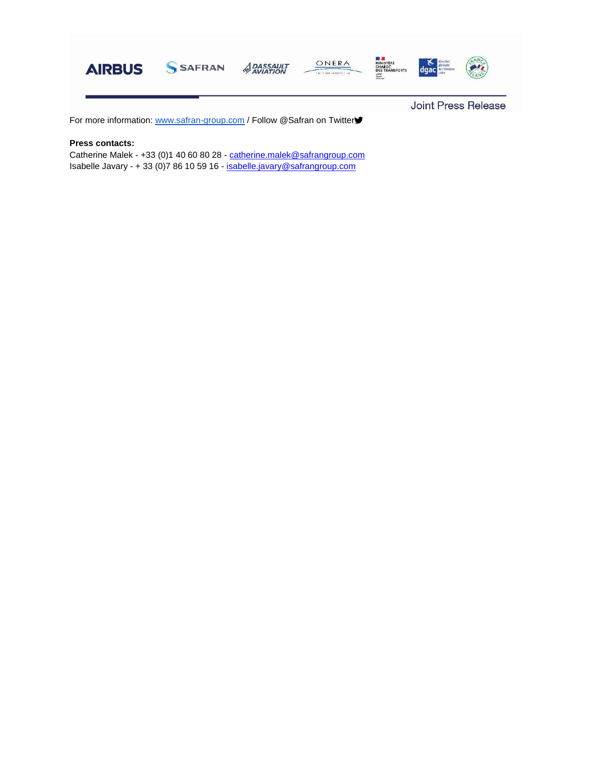For more information: www.safran-group.com / Follow @Safran on Twitter

**Press contacts:**
Catherine Malek - +33 (0)1 40 60 80 28 - catherine.malek@safrangroup.com
Isabelle Javary - + 33 (0)7 86 10 59 16 - isabelle.javary@safrangroup.com